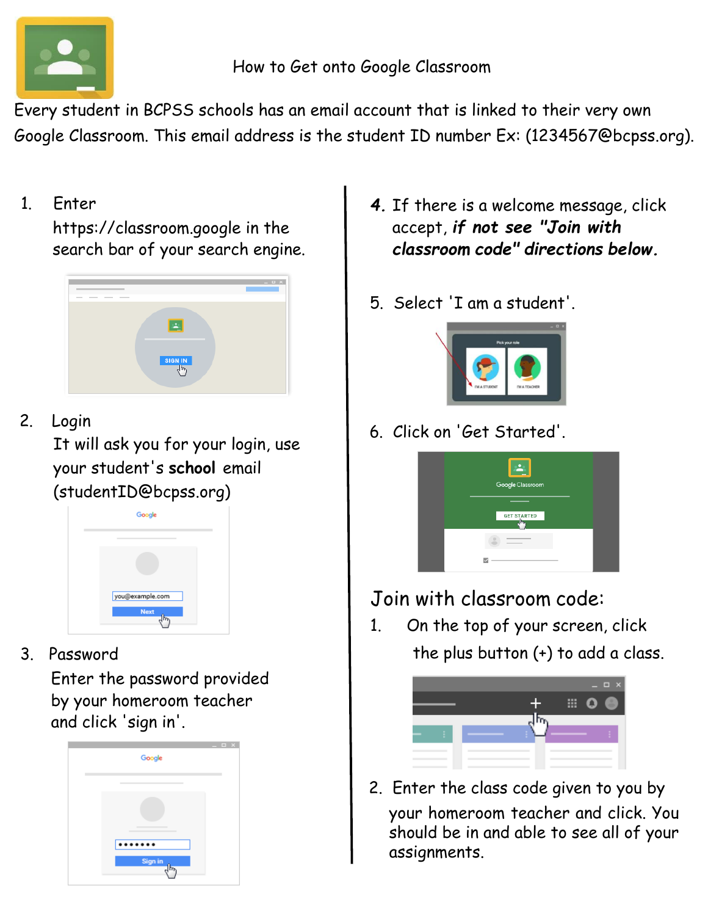# How to Get onto Google Classroom

Every student in BCPSS schools has an email account that is linked to their very own Google Classroom. This email address is the student ID number Ex: (1234567@bcpss.org).

1. Enter https://classroom.google in the search bar of your search engine.

2. Login
   It will ask you for your login, use your student's **school** email (studentID@bcpss.org)

3. Password
   Enter the password provided by your homeroom teacher and click 'sign in'.

4. If there is a welcome message, click accept, ***if not see "Join with classroom code" directions below.***

5. Select 'I am a student'.

6. Click on 'Get Started'.

## Join with classroom code:

1. On the top of your screen, click the plus button (+) to add a class.

2. Enter the class code given to you by your homeroom teacher and click. You should be in and able to see all of your assignments.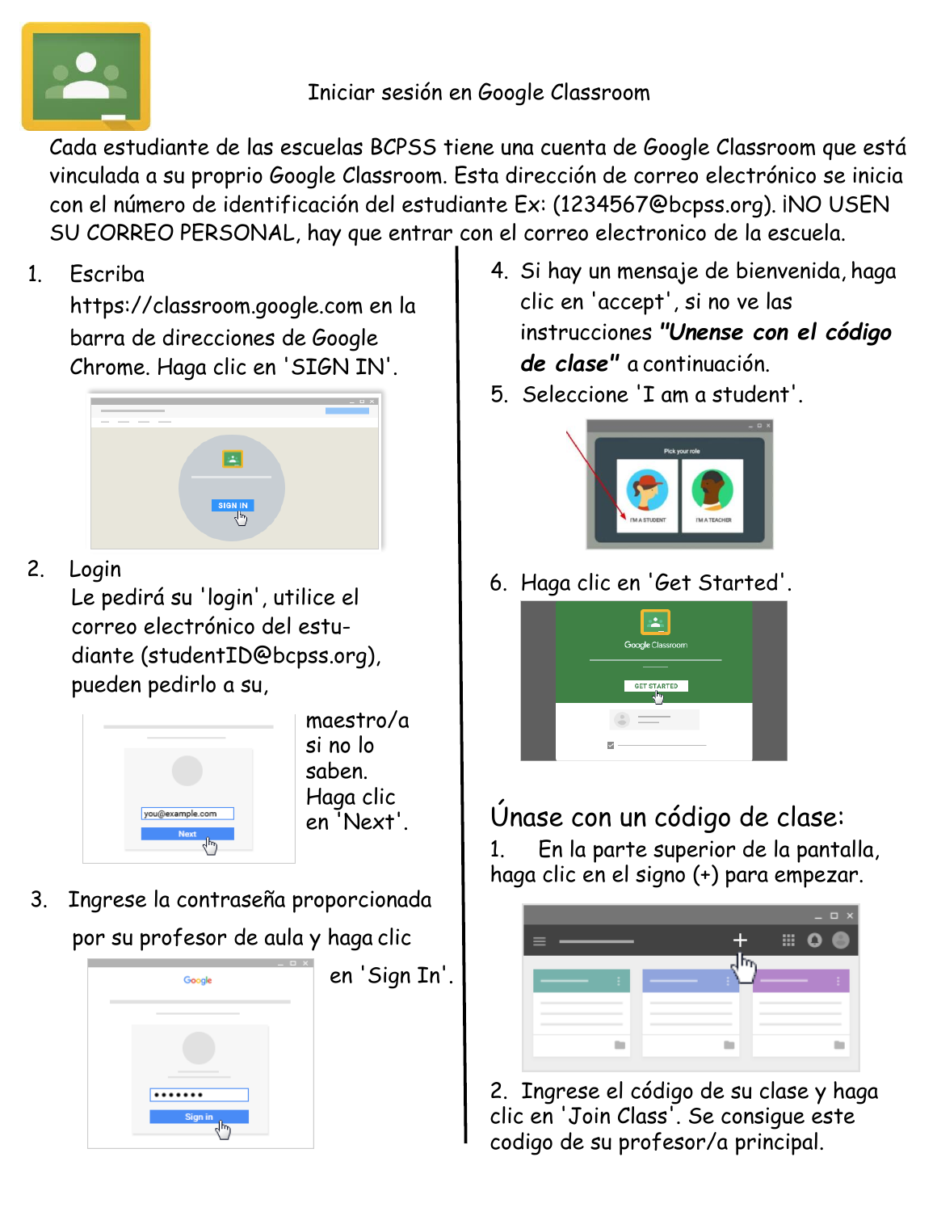# Iniciar sesión en Google Classroom

Cada estudiante de las escuelas BCPSS tiene una cuenta de Google Classroom que está vinculada a su proprio Google Classroom. Esta dirección de correo electrónico se inicia con el número de identificación del estudiante Ex: (1234567@bcpss.org). ¡NO USEN SU CORREO PERSONAL, hay que entrar con el correo electronico de la escuela.

1. Escriba https://classroom.google.com en la barra de direcciones de Google Chrome. Haga clic en 'SIGN IN'.

2. Login
   Le pedirá su 'login', utilice el correo electrónico del estudiante (studentID@bcpss.org), pueden pedirlo a su, maestro/a si no lo saben. Haga clic en 'Next'.

3. Ingrese la contraseña proporcionada por su profesor de aula y haga clic en 'Sign In'.

4. Si hay un mensaje de bienvenida, haga clic en 'accept', si no ve las instrucciones ***"Unense con el código de clase"*** a continuación.

5. Seleccione 'I am a student'.

6. Haga clic en 'Get Started'.

## Únase con un código de clase:

1. En la parte superior de la pantalla, haga clic en el signo (+) para empezar.

2. Ingrese el código de su clase y haga clic en 'Join Class'. Se consigue este codigo de su profesor/a principal.